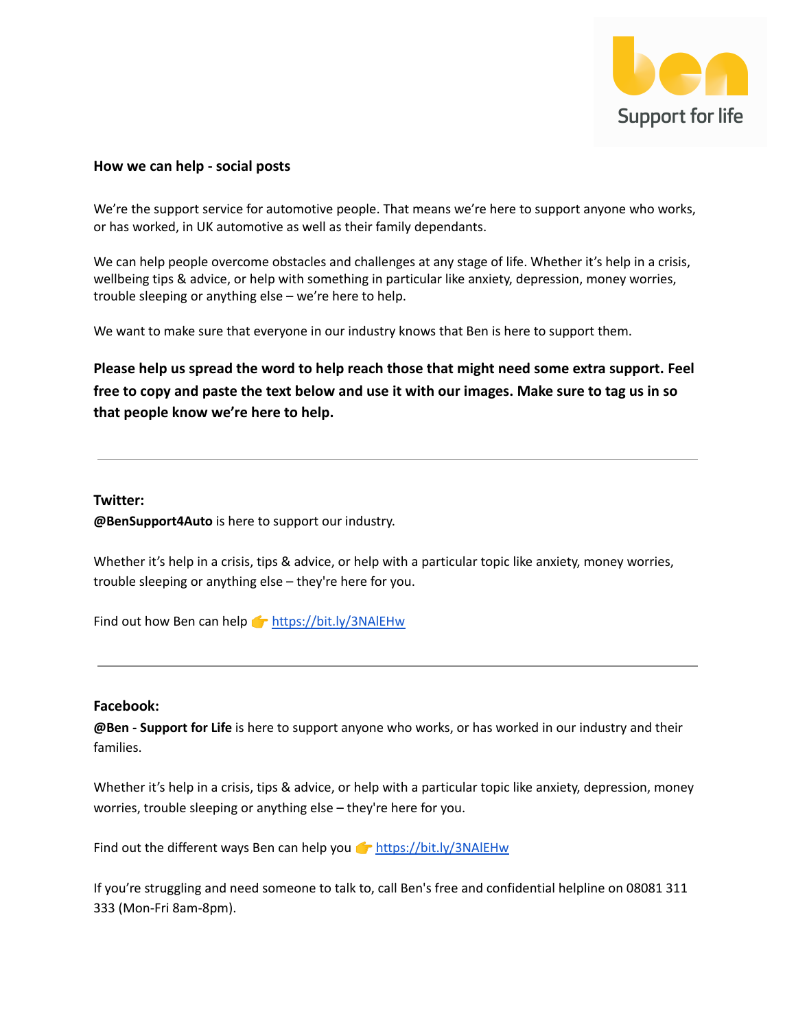**How we can help - social posts**

We're the support service for automotive people. That means we're here to support anyone who works, or has worked, in UK automotive as well as their family dependants.

We can help people overcome obstacles and challenges at any stage of life. Whether it's help in a crisis, wellbeing tips & advice, or help with something in particular like anxiety, depression, money worries, trouble sleeping or anything else – we're here to help.

We want to make sure that everyone in our industry knows that Ben is here to support them.

**Please help us spread the word to help reach those that might need some extra support. Feel free to copy and paste the text below and use it with our images. Make sure to tag us in so that people know we're here to help.**

---

**Twitter:**
**@BenSupport4Auto** is here to support our industry.

Whether it's help in a crisis, tips & advice, or help with a particular topic like anxiety, money worries, trouble sleeping or anything else – they're here for you.

Find out how Ben can help 👉 https://bit.ly/3NAlEHw

---

**Facebook:**
**@Ben - Support for Life** is here to support anyone who works, or has worked in our industry and their families.

Whether it's help in a crisis, tips & advice, or help with a particular topic like anxiety, depression, money worries, trouble sleeping or anything else – they're here for you.

Find out the different ways Ben can help you 👉 https://bit.ly/3NAlEHw

If you're struggling and need someone to talk to, call Ben's free and confidential helpline on 08081 311 333 (Mon-Fri 8am-8pm).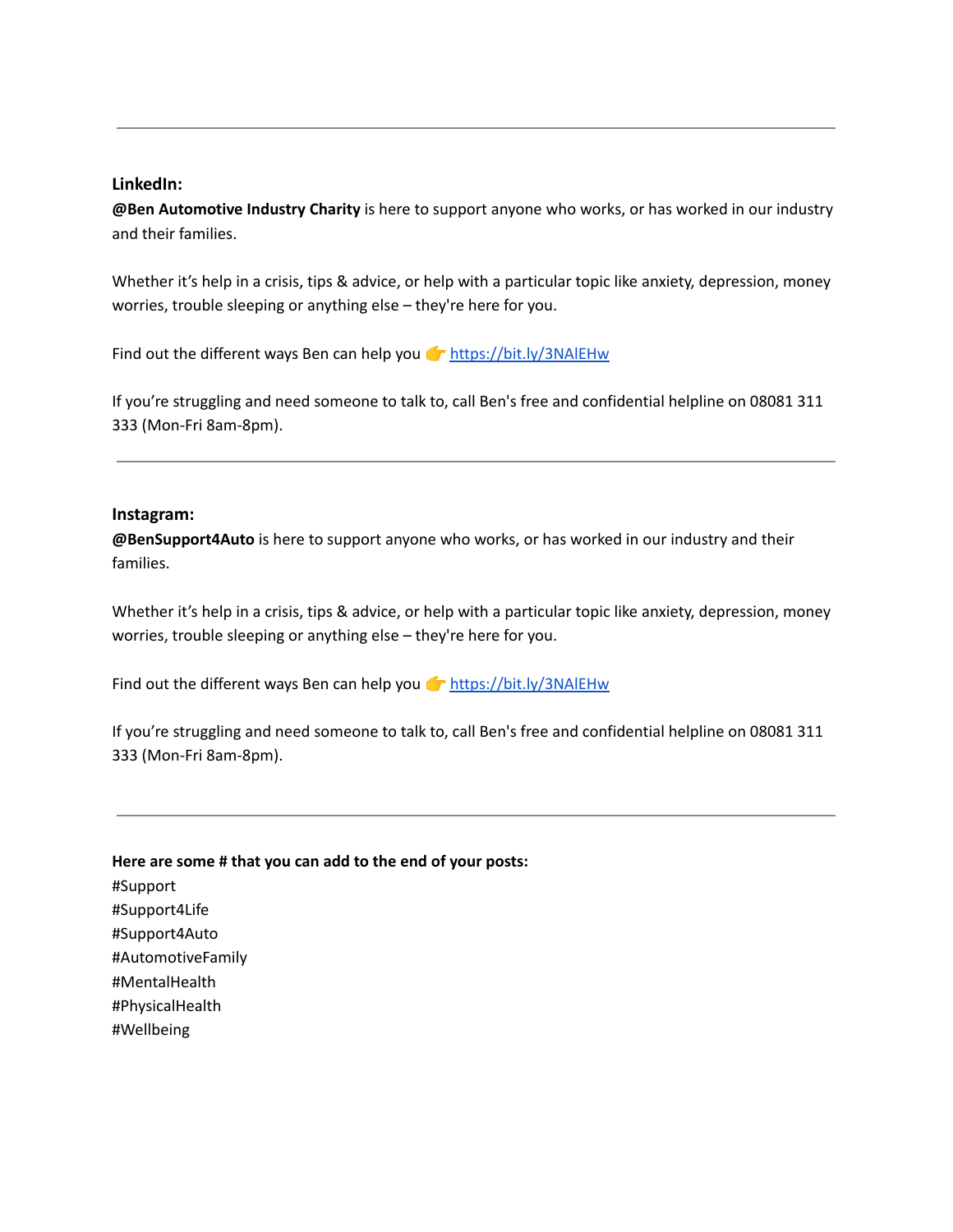---

**LinkedIn:**

**@Ben Automotive Industry Charity** is here to support anyone who works, or has worked in our industry and their families.

Whether it's help in a crisis, tips & advice, or help with a particular topic like anxiety, depression, money worries, trouble sleeping or anything else – they're here for you.

Find out the different ways Ben can help you 👉 https://bit.ly/3NAlEHw

If you're struggling and need someone to talk to, call Ben's free and confidential helpline on 08081 311 333 (Mon-Fri 8am-8pm).

---

**Instagram:**

**@BenSupport4Auto** is here to support anyone who works, or has worked in our industry and their families.

Whether it's help in a crisis, tips & advice, or help with a particular topic like anxiety, depression, money worries, trouble sleeping or anything else – they're here for you.

Find out the different ways Ben can help you 👉 https://bit.ly/3NAlEHw

If you're struggling and need someone to talk to, call Ben's free and confidential helpline on 08081 311 333 (Mon-Fri 8am-8pm).

---

**Here are some # that you can add to the end of your posts:**

#Support
#Support4Life
#Support4Auto
#AutomotiveFamily
#MentalHealth
#PhysicalHealth
#Wellbeing